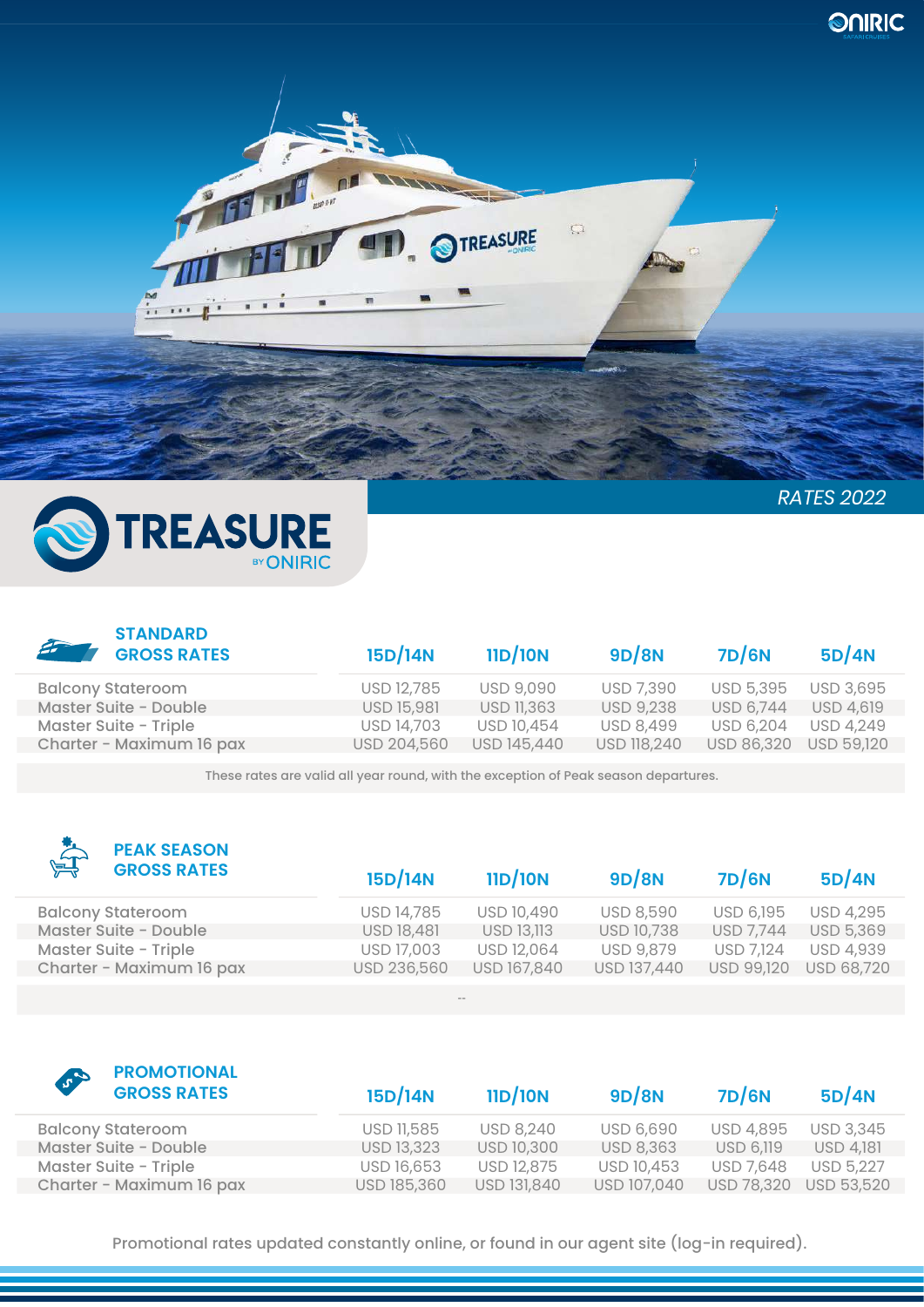# TREASURE BY ONIRIC

*RATES 2022*

## STANDARD GROSS RATES

| | 15D/14N | 11D/10N | 9D/8N | 7D/6N | 5D/4N |
|---|---|---|---|---|---|
| Balcony Stateroom | USD 12,785 | USD 9,090 | USD 7,390 | USD 5,395 | USD 3,695 |
| Master Suite - Double | USD 15,981 | USD 11,363 | USD 9,238 | USD 6,744 | USD 4,619 |
| Master Suite - Triple | USD 14,703 | USD 10,454 | USD 8,499 | USD 6,204 | USD 4,249 |
| Charter - Maximum 16 pax | USD 204,560 | USD 145,440 | USD 118,240 | USD 86,320 | USD 59,120 |

These rates are valid all year round, with the exception of Peak season departures.

## PEAK SEASON GROSS RATES

| | 15D/14N | 11D/10N | 9D/8N | 7D/6N | 5D/4N |
|---|---|---|---|---|---|
| Balcony Stateroom | USD 14,785 | USD 10,490 | USD 8,590 | USD 6,195 | USD 4,295 |
| Master Suite - Double | USD 18,481 | USD 13,113 | USD 10,738 | USD 7,744 | USD 5,369 |
| Master Suite - Triple | USD 17,003 | USD 12,064 | USD 9,879 | USD 7,124 | USD 4,939 |
| Charter - Maximum 16 pax | USD 236,560 | USD 167,840 | USD 137,440 | USD 99,120 | USD 68,720 |

--

## PROMOTIONAL GROSS RATES

| | 15D/14N | 11D/10N | 9D/8N | 7D/6N | 5D/4N |
|---|---|---|---|---|---|
| Balcony Stateroom | USD 11,585 | USD 8,240 | USD 6,690 | USD 4,895 | USD 3,345 |
| Master Suite - Double | USD 13,323 | USD 10,300 | USD 8,363 | USD 6,119 | USD 4,181 |
| Master Suite - Triple | USD 16,653 | USD 12,875 | USD 10,453 | USD 7,648 | USD 5,227 |
| Charter - Maximum 16 pax | USD 185,360 | USD 131,840 | USD 107,040 | USD 78,320 | USD 53,520 |

Promotional rates updated constantly online, or found in our agent site (log-in required).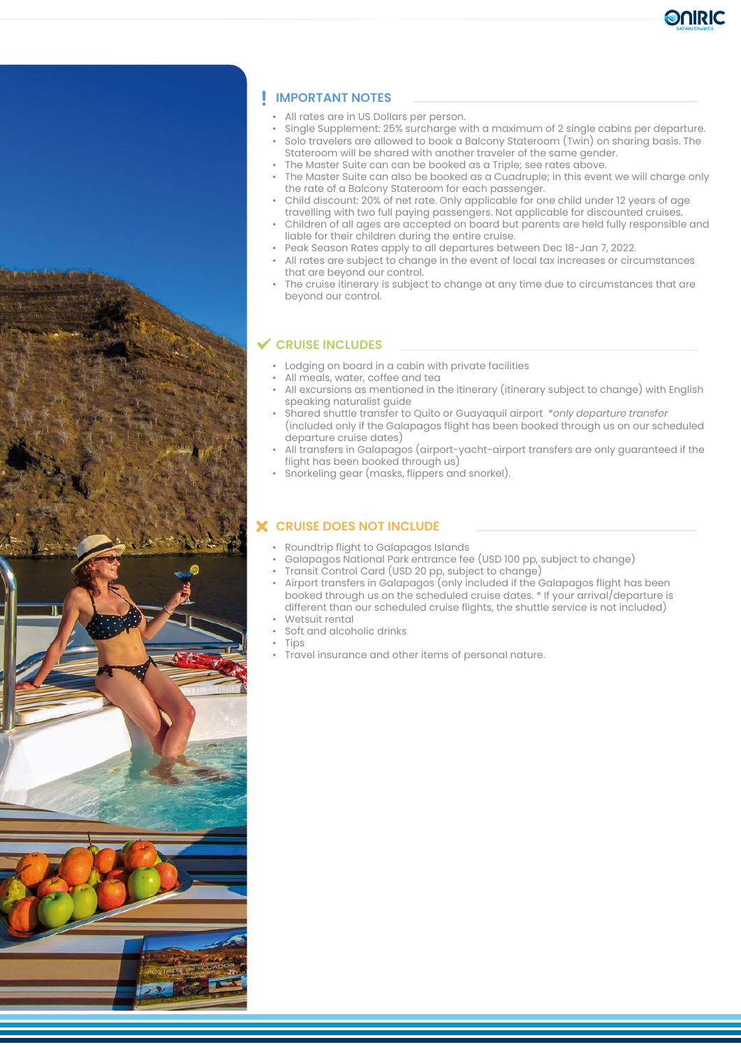## IMPORTANT NOTES

- All rates are in US Dollars per person.
- Single Supplement: 25% surcharge with a maximum of 2 single cabins per departure.
- Solo travelers are allowed to book a Balcony Stateroom (Twin) on sharing basis. The Stateroom will be shared with another traveler of the same gender.
- The Master Suite can can be booked as a Triple; see rates above.
- The Master Suite can also be booked as a Cuadruple; in this event we will charge only the rate of a Balcony Stateroom for each passenger.
- Child discount: 20% of net rate. Only applicable for one child under 12 years of age travelling with two full paying passengers. Not applicable for discounted cruises.
- Children of all ages are accepted on board but parents are held fully responsible and liable for their children during the entire cruise.
- Peak Season Rates apply to all departures between Dec 18-Jan 7, 2022.
- All rates are subject to change in the event of local tax increases or circumstances that are beyond our control.
- The cruise itinerary is subject to change at any time due to circumstances that are beyond our control.

## CRUISE INCLUDES

- Lodging on board in a cabin with private facilities
- All meals, water, coffee and tea
- All excursions as mentioned in the itinerary (itinerary subject to change) with English speaking naturalist guide
- Shared shuttle transfer to Quito or Guayaquil airport *\*only departure transfer* (included only if the Galapagos flight has been booked through us on our scheduled departure cruise dates)
- All transfers in Galapagos (airport-yacht-airport transfers are only guaranteed if the flight has been booked through us)
- Snorkeling gear (masks, flippers and snorkel).

## CRUISE DOES NOT INCLUDE

- Roundtrip flight to Galapagos Islands
- Galapagos National Park entrance fee (USD 100 pp, subject to change)
- Transit Control Card (USD 20 pp, subject to change)
- Airport transfers in Galapagos (only included if the Galapagos flight has been booked through us on the scheduled cruise dates. * If your arrival/departure is different than our scheduled cruise flights, the shuttle service is not included)
- Wetsuit rental
- Soft and alcoholic drinks
- Tips
- Travel insurance and other items of personal nature.